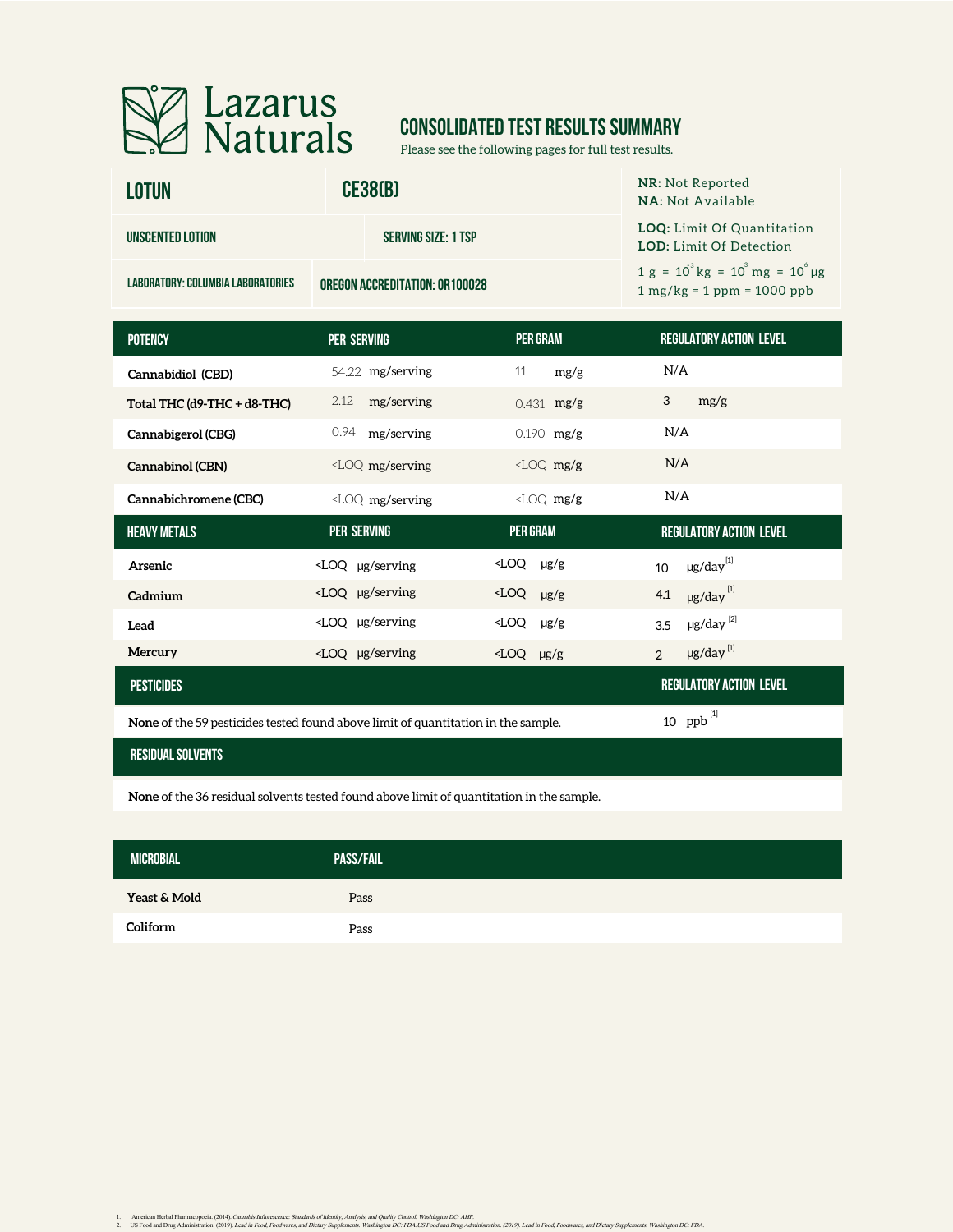# Lazarus Naturals

## CONSOLIDATED TEST RESULTS SUMMARY

Please see the following pages for full test results.

| LOTUN | CE38(B) | |
|---|---|---|
| UNSCENTED LOTION | SERVING SIZE: 1 TSP | |
| LABORATORY: COLUMBIA LABORATORIES | OREGON ACCREDITATION: OR100028 | |

**NR:** Not Reported
**NA:** Not Available

**LOQ:** Limit Of Quantitation
**LOD:** Limit Of Detection

1 g = $10^{3}$ kg = $10^{3}$ mg = $10^{6}$ µg
1 mg/kg = 1 ppm = 1000 ppb

| POTENCY | PER SERVING | PER GRAM | REGULATORY ACTION LEVEL |
|---|---|---|---|
| **Cannabidiol (CBD)** | 54.22 mg/serving | 11 mg/g | N/A |
| **Total THC (d9-THC + d8-THC)** | 2.12 mg/serving | 0.431 mg/g | 3 mg/g |
| **Cannabigerol (CBG)** | 0.94 mg/serving | 0.190 mg/g | N/A |
| **Cannabinol (CBN)** | <LOQ mg/serving | <LOQ mg/g | N/A |
| **Cannabichromene (CBC)** | <LOQ mg/serving | <LOQ mg/g | N/A |

| HEAVY METALS | PER SERVING | PER GRAM | REGULATORY ACTION LEVEL |
|---|---|---|---|
| **Arsenic** | <LOQ µg/serving | <LOQ µg/g | 10 µg/day [1] |
| **Cadmium** | <LOQ µg/serving | <LOQ µg/g | 4.1 µg/day [1] |
| **Lead** | <LOQ µg/serving | <LOQ µg/g | 3.5 µg/day [2] |
| **Mercury** | <LOQ µg/serving | <LOQ µg/g | 2 µg/day [1] |

| PESTICIDES | REGULATORY ACTION LEVEL |
|---|---|
| **None** of the 59 pesticides tested found above limit of quantitation in the sample. | 10 ppb [1] |

| RESIDUAL SOLVENTS |
|---|
| **None** of the 36 residual solvents tested found above limit of quantitation in the sample. |

| MICROBIAL | PASS/FAIL |
|---|---|
| **Yeast & Mold** | Pass |
| **Coliform** | Pass |

1. American Herbal Pharmacopoeia. (2014). *Cannabis Inflorescence: Standards of Identity, Analysis, and Quality Control. Washington DC: AHP.*
2. US Food and Drug Administration. (2019). *Lead in Food, Foodwares, and Dietary Supplements. Washington DC: FDA.US Food and Drug Administration. (2019). Lead in Food, Foodwares, and Dietary Supplements. Washington DC: FDA.*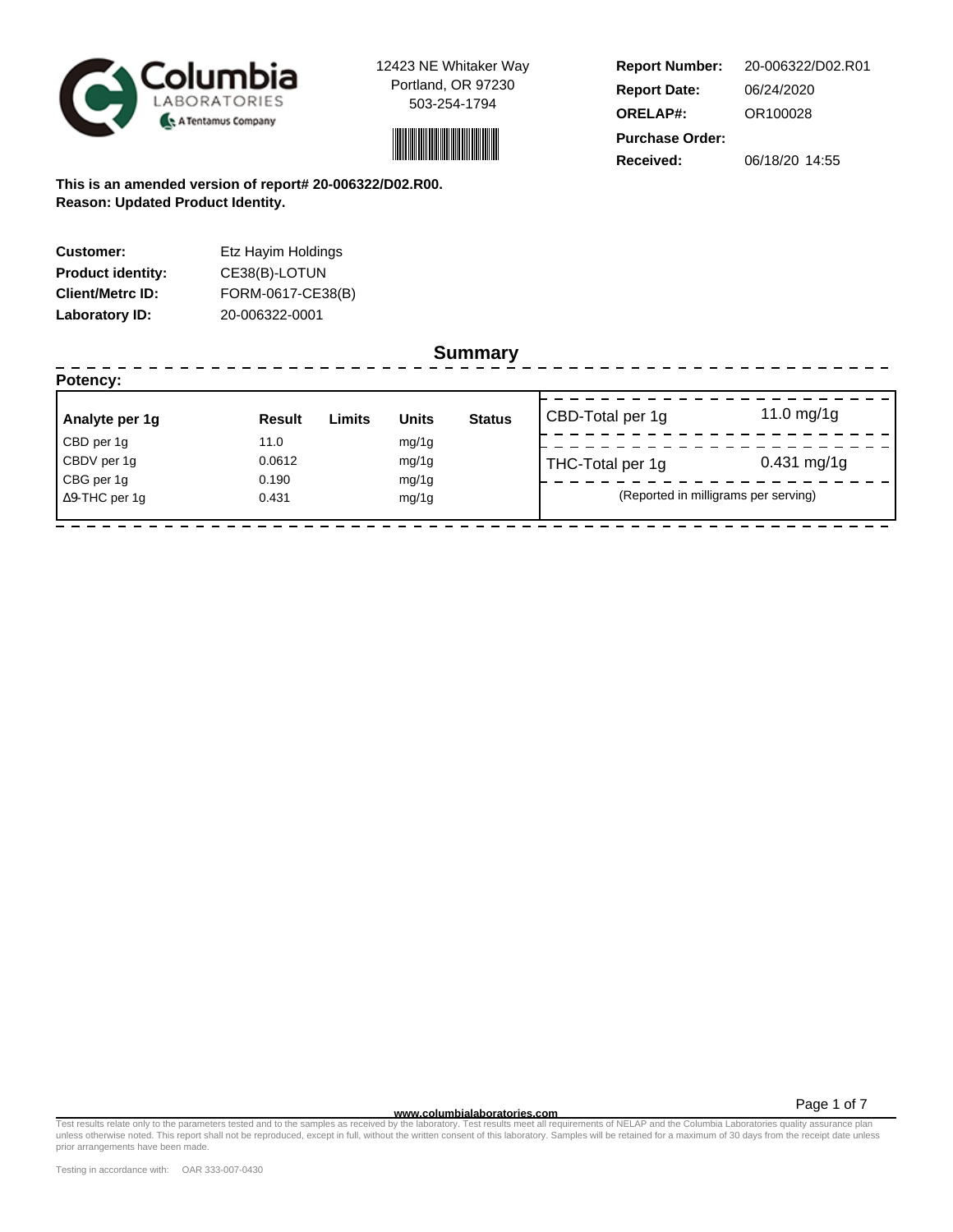12423 NE Whitaker Way
Portland, OR 97230
503-254-1794

| | |
|---|---|
| **Report Number:** | 20-006322/D02.R01 |
| **Report Date:** | 06/24/2020 |
| **ORELAP#:** | OR100028 |
| **Purchase Order:** | |
| **Received:** | 06/18/20 14:55 |

**This is an amended version of report# 20-006322/D02.R00.**
**Reason: Updated Product Identity.**

| | |
|---|---|
| **Customer:** | Etz Hayim Holdings |
| **Product identity:** | CE38(B)-LOTUN |
| **Client/Metrc ID:** | FORM-0617-CE38(B) |
| **Laboratory ID:** | 20-006322-0001 |

## Summary

**Potency:**

| Analyte per 1g | Result | Limits | Units | Status |
|---|---|---|---|---|
| CBD per 1g | 11.0 | | mg/1g | |
| CBDV per 1g | 0.0612 | | mg/1g | |
| CBG per 1g | 0.190 | | mg/1g | |
| Δ9-THC per 1g | 0.431 | | mg/1g | |

| | |
|---|---|
| CBD-Total per 1g | 11.0 mg/1g |
| THC-Total per 1g | 0.431 mg/1g |

(Reported in milligrams per serving)

www.columbialaboratories.com

Test results relate only to the parameters tested and to the samples as received by the laboratory. Test results meet all requirements of NELAP and the Columbia Laboratories quality assurance plan unless otherwise noted. This report shall not be reproduced, except in full, without the written consent of this laboratory. Samples will be retained for a maximum of 30 days from the receipt date unless prior arrangements have been made.

Testing in accordance with: OAR 333-007-0430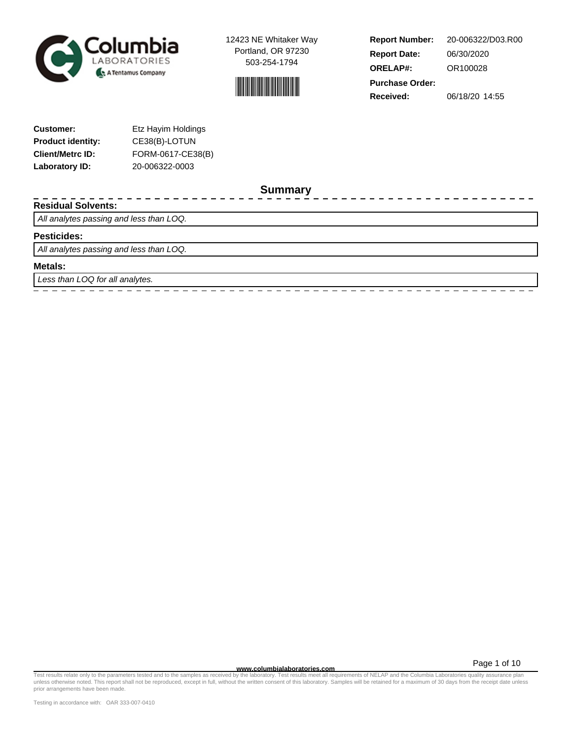Columbia LABORATORIES
A Tentamus Company

12423 NE Whitaker Way
Portland, OR 97230
503-254-1794

| | |
|---|---|
| **Report Number:** | 20-006322/D03.R00 |
| **Report Date:** | 06/30/2020 |
| **ORELAP#:** | OR100028 |
| **Purchase Order:** | |
| **Received:** | 06/18/20 14:55 |

| | |
|---|---|
| **Customer:** | Etz Hayim Holdings |
| **Product identity:** | CE38(B)-LOTUN |
| **Client/Metrc ID:** | FORM-0617-CE38(B) |
| **Laboratory ID:** | 20-006322-0003 |

## Summary

**Residual Solvents:**

*All analytes passing and less than LOQ.*

**Pesticides:**

*All analytes passing and less than LOQ.*

**Metals:**

*Less than LOQ for all analytes.*

www.columbialaboratories.com

Test results relate only to the parameters tested and to the samples as received by the laboratory. Test results meet all requirements of NELAP and the Columbia Laboratories quality assurance plan unless otherwise noted. This report shall not be reproduced, except in full, without the written consent of this laboratory. Samples will be retained for a maximum of 30 days from the receipt date unless prior arrangements have been made.

Testing in accordance with: OAR 333-007-0410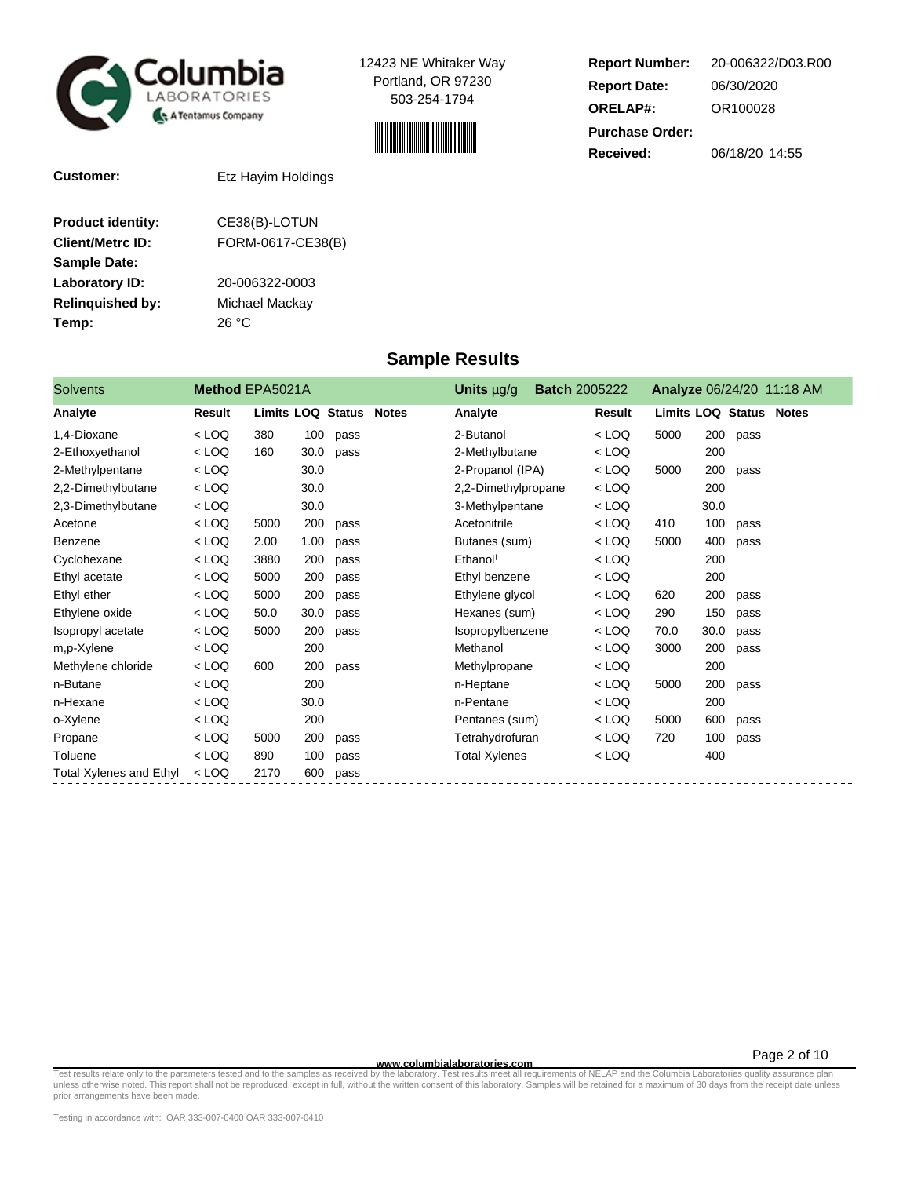**Columbia LABORATORIES** A Tentamus Company

12423 NE Whitaker Way
Portland, OR 97230
503-254-1794

| | |
|---|---|
| **Report Number:** | 20-006322/D03.R00 |
| **Report Date:** | 06/30/2020 |
| **ORELAP#:** | OR100028 |
| **Purchase Order:** | |
| **Received:** | 06/18/20 14:55 |

| | |
|---|---|
| **Customer:** | Etz Hayim Holdings |
| **Product identity:** | CE38(B)-LOTUN |
| **Client/Metrc ID:** | FORM-0617-CE38(B) |
| **Sample Date:** | |
| **Laboratory ID:** | 20-006322-0003 |
| **Relinquished by:** | Michael Mackay |
| **Temp:** | 26 °C |

## Sample Results

**Solvents** | **Method** EPA5021A | **Units** µg/g | **Batch** 2005222 | **Analyze** 06/24/20 11:18 AM

| Analyte | Result | Limits | LOQ | Status | Notes | Analyte | Result | Limits | LOQ | Status | Notes |
|---|---|---|---|---|---|---|---|---|---|---|---|
| 1,4-Dioxane | < LOQ | 380 | 100 | pass | | 2-Butanol | < LOQ | 5000 | 200 | pass | |
| 2-Ethoxyethanol | < LOQ | 160 | 30.0 | pass | | 2-Methylbutane | < LOQ | | 200 | | |
| 2-Methylpentane | < LOQ | | 30.0 | | | 2-Propanol (IPA) | < LOQ | 5000 | 200 | pass | |
| 2,2-Dimethylbutane | < LOQ | | 30.0 | | | 2,2-Dimethylpropane | < LOQ | | 200 | | |
| 2,3-Dimethylbutane | < LOQ | | 30.0 | | | 3-Methylpentane | < LOQ | | 30.0 | | |
| Acetone | < LOQ | 5000 | 200 | pass | | Acetonitrile | < LOQ | 410 | 100 | pass | |
| Benzene | < LOQ | 2.00 | 1.00 | pass | | Butanes (sum) | < LOQ | 5000 | 400 | pass | |
| Cyclohexane | < LOQ | 3880 | 200 | pass | | Ethanol† | < LOQ | | 200 | | |
| Ethyl acetate | < LOQ | 5000 | 200 | pass | | Ethyl benzene | < LOQ | | 200 | | |
| Ethyl ether | < LOQ | 5000 | 200 | pass | | Ethylene glycol | < LOQ | 620 | 200 | pass | |
| Ethylene oxide | < LOQ | 50.0 | 30.0 | pass | | Hexanes (sum) | < LOQ | 290 | 150 | pass | |
| Isopropyl acetate | < LOQ | 5000 | 200 | pass | | Isopropylbenzene | < LOQ | 70.0 | 30.0 | pass | |
| m,p-Xylene | < LOQ | | 200 | | | Methanol | < LOQ | 3000 | 200 | pass | |
| Methylene chloride | < LOQ | 600 | 200 | pass | | Methylpropane | < LOQ | | 200 | | |
| n-Butane | < LOQ | | 200 | | | n-Heptane | < LOQ | 5000 | 200 | pass | |
| n-Hexane | < LOQ | | 30.0 | | | n-Pentane | < LOQ | | 200 | | |
| o-Xylene | < LOQ | | 200 | | | Pentanes (sum) | < LOQ | 5000 | 600 | pass | |
| Propane | < LOQ | 5000 | 200 | pass | | Tetrahydrofuran | < LOQ | 720 | 100 | pass | |
| Toluene | < LOQ | 890 | 100 | pass | | Total Xylenes | < LOQ | | 400 | | |
| Total Xylenes and Ethyl | < LOQ | 2170 | 600 | pass | | | | | | | |

www.columbialaboratories.com

Test results relate only to the parameters tested and to the samples as received by the laboratory. Test results meet all requirements of NELAP and the Columbia Laboratories quality assurance plan unless otherwise noted. This report shall not be reproduced, except in full, without the written consent of this laboratory. Samples will be retained for a maximum of 30 days from the receipt date unless prior arrangements have been made.

Testing in accordance with: OAR 333-007-0400 OAR 333-007-0410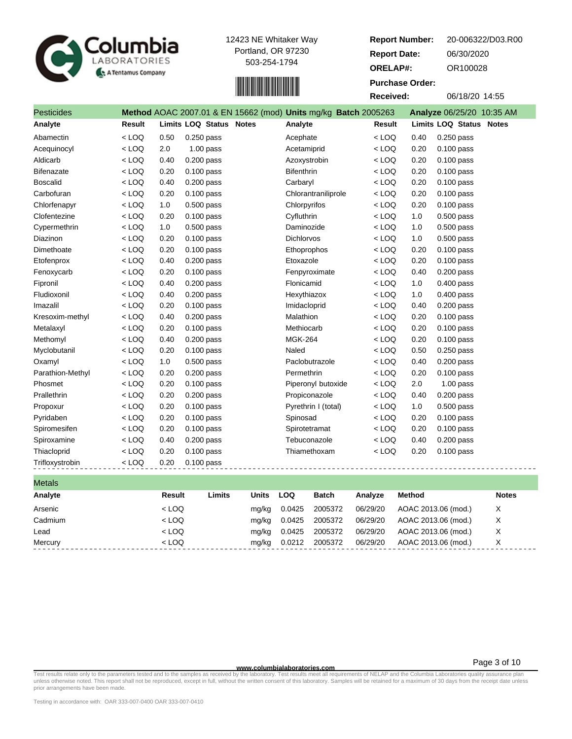Columbia LABORATORIES
A Tentamus Company

12423 NE Whitaker Way
Portland, OR 97230
503-254-1794

**Report Number:** 20-006322/D03.R00
**Report Date:** 06/30/2020
**ORELAP#:** OR100028
**Purchase Order:**
**Received:** 06/18/20 14:55

## Pesticides

**Method** AOAC 2007.01 & EN 15662 (mod) **Units** mg/kg **Batch** 2005263 **Analyze** 06/25/20 10:35 AM

| Analyte | Result | Limits | LOQ | Status | Notes | Analyte | Result | Limits | LOQ | Status | Notes |
|---|---|---|---|---|---|---|---|---|---|---|---|
| Abamectin | < LOQ | 0.50 | 0.250 | pass | | Acephate | < LOQ | 0.40 | 0.250 | pass | |
| Acequinocyl | < LOQ | 2.0 | 1.00 | pass | | Acetamiprid | < LOQ | 0.20 | 0.100 | pass | |
| Aldicarb | < LOQ | 0.40 | 0.200 | pass | | Azoxystrobin | < LOQ | 0.20 | 0.100 | pass | |
| Bifenazate | < LOQ | 0.20 | 0.100 | pass | | Bifenthrin | < LOQ | 0.20 | 0.100 | pass | |
| Boscalid | < LOQ | 0.40 | 0.200 | pass | | Carbaryl | < LOQ | 0.20 | 0.100 | pass | |
| Carbofuran | < LOQ | 0.20 | 0.100 | pass | | Chlorantraniliprole | < LOQ | 0.20 | 0.100 | pass | |
| Chlorfenapyr | < LOQ | 1.0 | 0.500 | pass | | Chlorpyrifos | < LOQ | 0.20 | 0.100 | pass | |
| Clofentezine | < LOQ | 0.20 | 0.100 | pass | | Cyfluthrin | < LOQ | 1.0 | 0.500 | pass | |
| Cypermethrin | < LOQ | 1.0 | 0.500 | pass | | Daminozide | < LOQ | 1.0 | 0.500 | pass | |
| Diazinon | < LOQ | 0.20 | 0.100 | pass | | Dichlorvos | < LOQ | 1.0 | 0.500 | pass | |
| Dimethoate | < LOQ | 0.20 | 0.100 | pass | | Ethoprophos | < LOQ | 0.20 | 0.100 | pass | |
| Etofenprox | < LOQ | 0.40 | 0.200 | pass | | Etoxazole | < LOQ | 0.20 | 0.100 | pass | |
| Fenoxycarb | < LOQ | 0.20 | 0.100 | pass | | Fenpyroximate | < LOQ | 0.40 | 0.200 | pass | |
| Fipronil | < LOQ | 0.40 | 0.200 | pass | | Flonicamid | < LOQ | 1.0 | 0.400 | pass | |
| Fludioxonil | < LOQ | 0.40 | 0.200 | pass | | Hexythiazox | < LOQ | 1.0 | 0.400 | pass | |
| Imazalil | < LOQ | 0.20 | 0.100 | pass | | Imidacloprid | < LOQ | 0.40 | 0.200 | pass | |
| Kresoxim-methyl | < LOQ | 0.40 | 0.200 | pass | | Malathion | < LOQ | 0.20 | 0.100 | pass | |
| Metalaxyl | < LOQ | 0.20 | 0.100 | pass | | Methiocarb | < LOQ | 0.20 | 0.100 | pass | |
| Methomyl | < LOQ | 0.40 | 0.200 | pass | | MGK-264 | < LOQ | 0.20 | 0.100 | pass | |
| Myclobutanil | < LOQ | 0.20 | 0.100 | pass | | Naled | < LOQ | 0.50 | 0.250 | pass | |
| Oxamyl | < LOQ | 1.0 | 0.500 | pass | | Paclobutrazole | < LOQ | 0.40 | 0.200 | pass | |
| Parathion-Methyl | < LOQ | 0.20 | 0.200 | pass | | Permethrin | < LOQ | 0.20 | 0.100 | pass | |
| Phosmet | < LOQ | 0.20 | 0.100 | pass | | Piperonyl butoxide | < LOQ | 2.0 | 1.00 | pass | |
| Prallethrin | < LOQ | 0.20 | 0.200 | pass | | Propiconazole | < LOQ | 0.40 | 0.200 | pass | |
| Propoxur | < LOQ | 0.20 | 0.100 | pass | | Pyrethrin I (total) | < LOQ | 1.0 | 0.500 | pass | |
| Pyridaben | < LOQ | 0.20 | 0.100 | pass | | Spinosad | < LOQ | 0.20 | 0.100 | pass | |
| Spiromesifen | < LOQ | 0.20 | 0.100 | pass | | Spirotetramat | < LOQ | 0.20 | 0.100 | pass | |
| Spiroxamine | < LOQ | 0.40 | 0.200 | pass | | Tebuconazole | < LOQ | 0.40 | 0.200 | pass | |
| Thiacloprid | < LOQ | 0.20 | 0.100 | pass | | Thiamethoxam | < LOQ | 0.20 | 0.100 | pass | |
| Trifloxystrobin | < LOQ | 0.20 | 0.100 | pass | | | | | | | |

## Metals

| Analyte | Result | Limits | Units | LOQ | Batch | Analyze | Method | Notes |
|---|---|---|---|---|---|---|---|---|
| Arsenic | < LOQ | | mg/kg | 0.0425 | 2005372 | 06/29/20 | AOAC 2013.06 (mod.) | X |
| Cadmium | < LOQ | | mg/kg | 0.0425 | 2005372 | 06/29/20 | AOAC 2013.06 (mod.) | X |
| Lead | < LOQ | | mg/kg | 0.0425 | 2005372 | 06/29/20 | AOAC 2013.06 (mod.) | X |
| Mercury | < LOQ | | mg/kg | 0.0212 | 2005372 | 06/29/20 | AOAC 2013.06 (mod.) | X |

www.columbialaboratories.com

Test results relate only to the parameters tested and to the samples as received by the laboratory. Test results meet all requirements of NELAP and the Columbia Laboratories quality assurance plan unless otherwise noted. This report shall not be reproduced, except in full, without the written consent of this laboratory. Samples will be retained for a maximum of 30 days from the receipt date unless prior arrangements have been made.

Testing in accordance with: OAR 333-007-0400 OAR 333-007-0410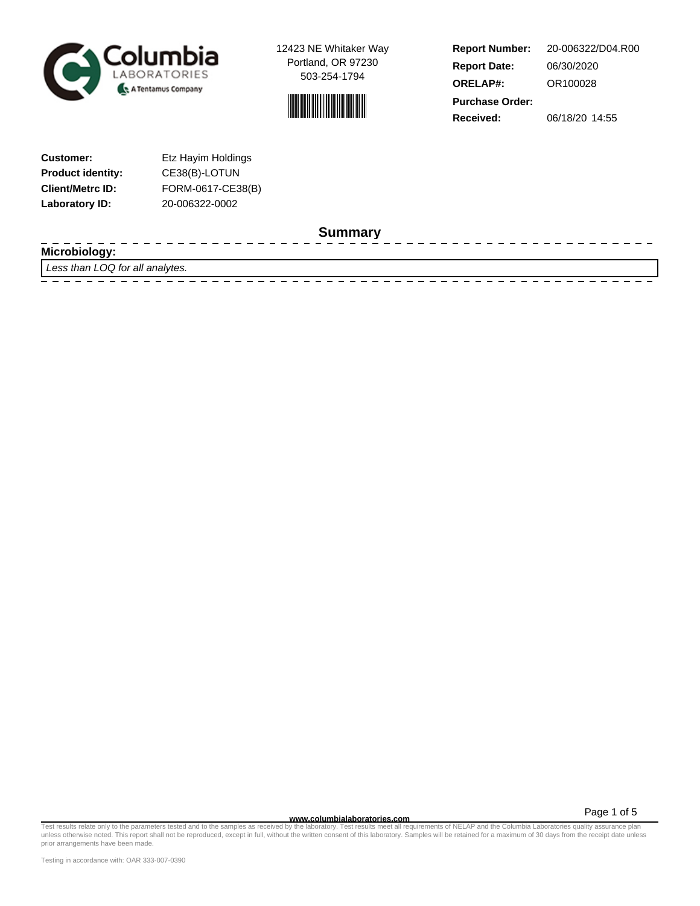Columbia LABORATORIES
A Tentamus Company

12423 NE Whitaker Way
Portland, OR 97230
503-254-1794

| | |
|---|---|
| **Report Number:** | 20-006322/D04.R00 |
| **Report Date:** | 06/30/2020 |
| **ORELAP#:** | OR100028 |
| **Purchase Order:** | |
| **Received:** | 06/18/20 14:55 |

| | |
|---|---|
| **Customer:** | Etz Hayim Holdings |
| **Product identity:** | CE38(B)-LOTUN |
| **Client/Metrc ID:** | FORM-0617-CE38(B) |
| **Laboratory ID:** | 20-006322-0002 |

## Summary

**Microbiology:**

*Less than LOQ for all analytes.*

www.columbialaboratories.com

Test results relate only to the parameters tested and to the samples as received by the laboratory. Test results meet all requirements of NELAP and the Columbia Laboratories quality assurance plan unless otherwise noted. This report shall not be reproduced, except in full, without the written consent of this laboratory. Samples will be retained for a maximum of 30 days from the receipt date unless prior arrangements have been made.

Testing in accordance with: OAR 333-007-0390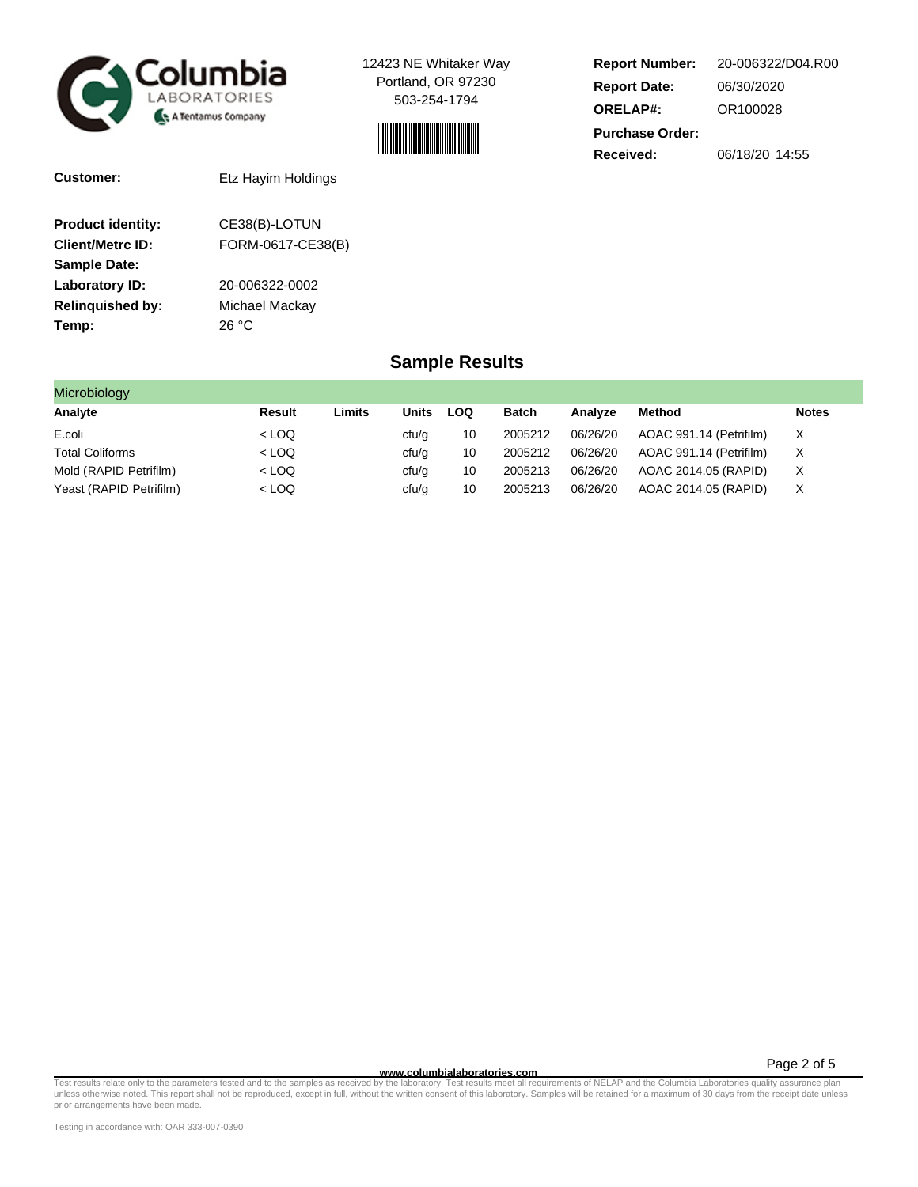Columbia LABORATORIES A Tentamus Company

12423 NE Whitaker Way
Portland, OR 97230
503-254-1794

| | |
|---|---|
| **Report Number:** | 20-006322/D04.R00 |
| **Report Date:** | 06/30/2020 |
| **ORELAP#:** | OR100028 |
| **Purchase Order:** | |
| **Received:** | 06/18/20 14:55 |

**Customer:** Etz Hayim Holdings

| | |
|---|---|
| **Product identity:** | CE38(B)-LOTUN |
| **Client/Metrc ID:** | FORM-0617-CE38(B) |
| **Sample Date:** | |
| **Laboratory ID:** | 20-006322-0002 |
| **Relinquished by:** | Michael Mackay |
| **Temp:** | 26 °C |

## Sample Results

### Microbiology

| Analyte | Result | Limits | Units | LOQ | Batch | Analyze | Method | Notes |
|---|---|---|---|---|---|---|---|---|
| E.coli | < LOQ | | cfu/g | 10 | 2005212 | 06/26/20 | AOAC 991.14 (Petrifilm) | X |
| Total Coliforms | < LOQ | | cfu/g | 10 | 2005212 | 06/26/20 | AOAC 991.14 (Petrifilm) | X |
| Mold (RAPID Petrifilm) | < LOQ | | cfu/g | 10 | 2005213 | 06/26/20 | AOAC 2014.05 (RAPID) | X |
| Yeast (RAPID Petrifilm) | < LOQ | | cfu/g | 10 | 2005213 | 06/26/20 | AOAC 2014.05 (RAPID) | X |

www.columbialaboratories.com

Test results relate only to the parameters tested and to the samples as received by the laboratory. Test results meet all requirements of NELAP and the Columbia Laboratories quality assurance plan unless otherwise noted. This report shall not be reproduced, except in full, without the written consent of this laboratory. Samples will be retained for a maximum of 30 days from the receipt date unless prior arrangements have been made.

Testing in accordance with: OAR 333-007-0390